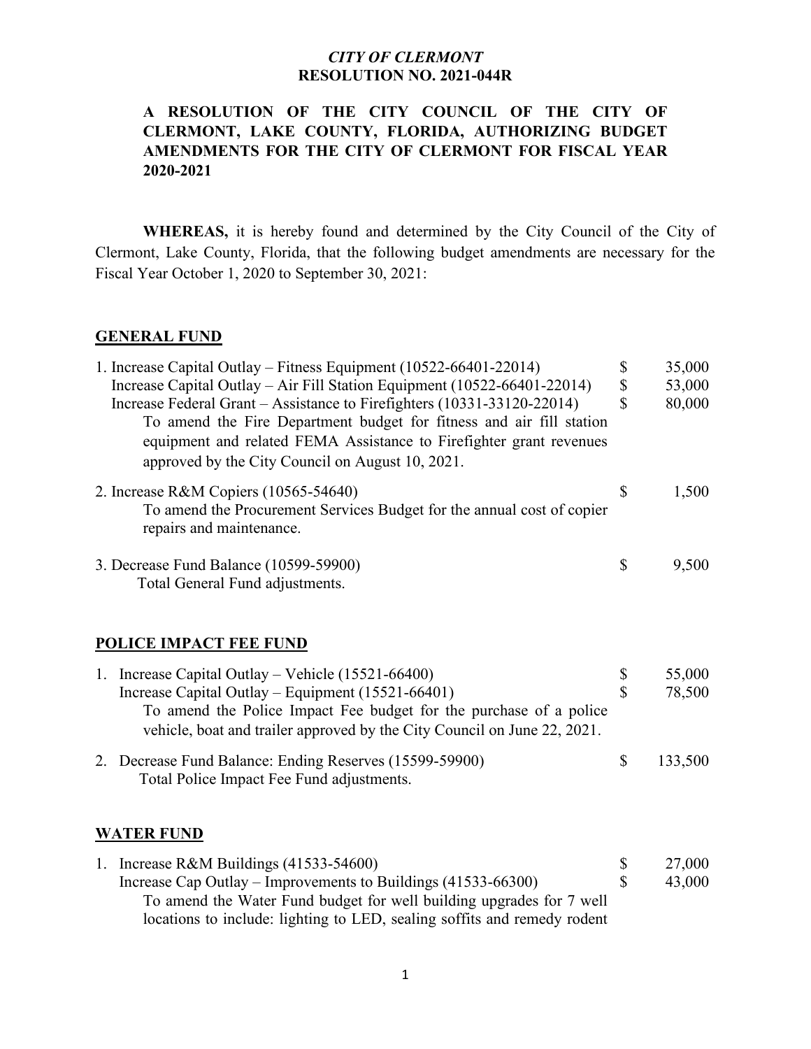*CITY OF CLERMONT*
**RESOLUTION NO. 2021-044R**

**A RESOLUTION OF THE CITY COUNCIL OF THE CITY OF CLERMONT, LAKE COUNTY, FLORIDA, AUTHORIZING BUDGET AMENDMENTS FOR THE CITY OF CLERMONT FOR FISCAL YEAR 2020-2021**

**WHEREAS,** it is hereby found and determined by the City Council of the City of Clermont, Lake County, Florida, that the following budget amendments are necessary for the Fiscal Year October 1, 2020 to September 30, 2021:

**GENERAL FUND**

| | | |
|---|---|---|
| 1. Increase Capital Outlay – Fitness Equipment (10522-66401-22014) | $ | 35,000 |
| Increase Capital Outlay – Air Fill Station Equipment (10522-66401-22014) | $ | 53,000 |
| Increase Federal Grant – Assistance to Firefighters (10331-33120-22014) | $ | 80,000 |
| To amend the Fire Department budget for fitness and air fill station equipment and related FEMA Assistance to Firefighter grant revenues approved by the City Council on August 10, 2021. | | |
| 2. Increase R&M Copiers (10565-54640) | $ | 1,500 |
| To amend the Procurement Services Budget for the annual cost of copier repairs and maintenance. | | |
| 3. Decrease Fund Balance (10599-59900) | $ | 9,500 |
| Total General Fund adjustments. | | |

**POLICE IMPACT FEE FUND**

| | | |
|---|---|---|
| 1. Increase Capital Outlay – Vehicle (15521-66400) | $ | 55,000 |
| Increase Capital Outlay – Equipment (15521-66401) | $ | 78,500 |
| To amend the Police Impact Fee budget for the purchase of a police vehicle, boat and trailer approved by the City Council on June 22, 2021. | | |
| 2. Decrease Fund Balance: Ending Reserves (15599-59900) | $ | 133,500 |
| Total Police Impact Fee Fund adjustments. | | |

**WATER FUND**

| | | |
|---|---|---|
| 1. Increase R&M Buildings (41533-54600) | $ | 27,000 |
| Increase Cap Outlay – Improvements to Buildings (41533-66300) | $ | 43,000 |
| To amend the Water Fund budget for well building upgrades for 7 well locations to include: lighting to LED, sealing soffits and remedy rodent | | |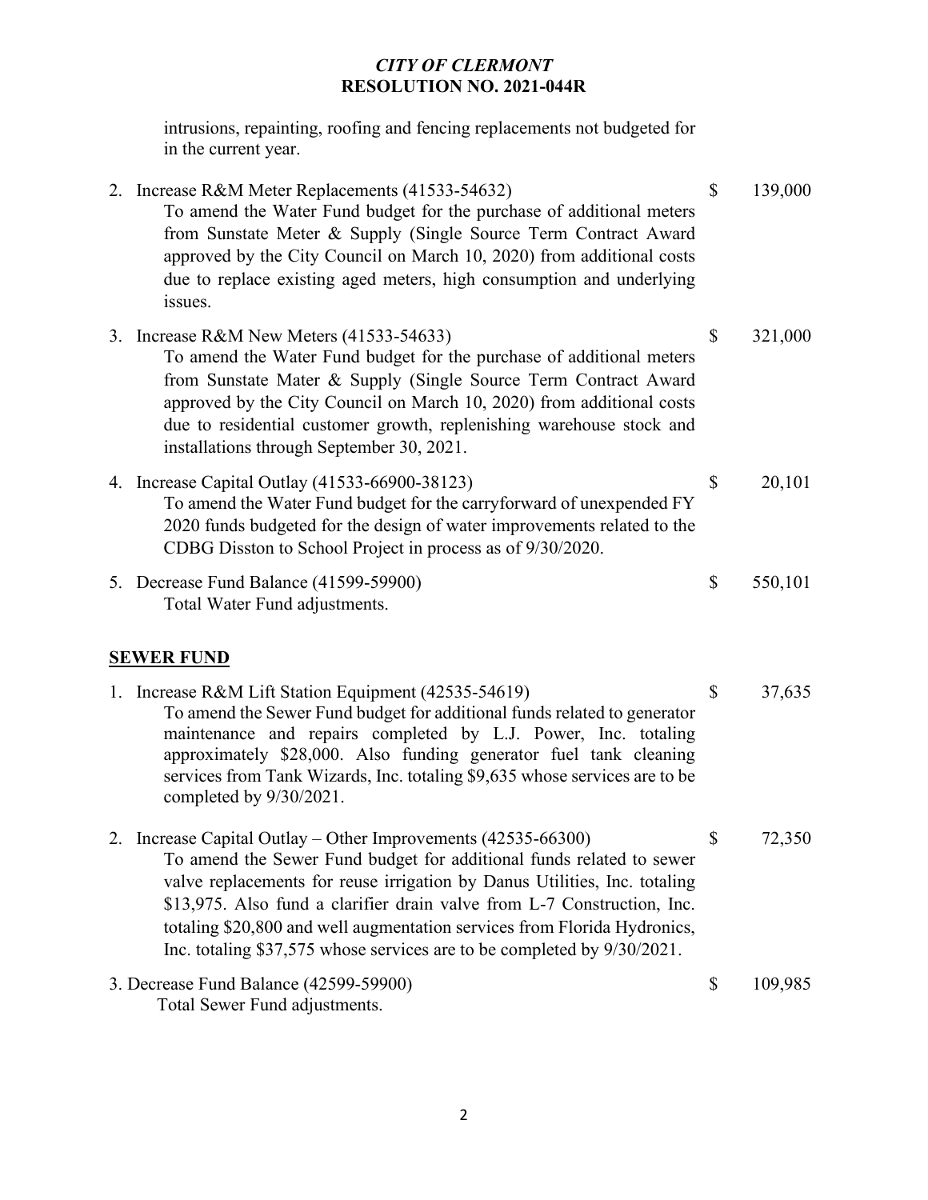intrusions, repainting, roofing and fencing replacements not budgeted for in the current year.

2. Increase R&M Meter Replacements (41533-54632) $ 139,000
   To amend the Water Fund budget for the purchase of additional meters from Sunstate Meter & Supply (Single Source Term Contract Award approved by the City Council on March 10, 2020) from additional costs due to replace existing aged meters, high consumption and underlying issues.

3. Increase R&M New Meters (41533-54633) $ 321,000
   To amend the Water Fund budget for the purchase of additional meters from Sunstate Mater & Supply (Single Source Term Contract Award approved by the City Council on March 10, 2020) from additional costs due to residential customer growth, replenishing warehouse stock and installations through September 30, 2021.

4. Increase Capital Outlay (41533-66900-38123) $ 20,101
   To amend the Water Fund budget for the carryforward of unexpended FY 2020 funds budgeted for the design of water improvements related to the CDBG Disston to School Project in process as of 9/30/2020.

5. Decrease Fund Balance (41599-59900) $ 550,101
   Total Water Fund adjustments.

**SEWER FUND**

1. Increase R&M Lift Station Equipment (42535-54619) $ 37,635
   To amend the Sewer Fund budget for additional funds related to generator maintenance and repairs completed by L.J. Power, Inc. totaling approximately $28,000. Also funding generator fuel tank cleaning services from Tank Wizards, Inc. totaling $9,635 whose services are to be completed by 9/30/2021.

2. Increase Capital Outlay – Other Improvements (42535-66300) $ 72,350
   To amend the Sewer Fund budget for additional funds related to sewer valve replacements for reuse irrigation by Danus Utilities, Inc. totaling $13,975. Also fund a clarifier drain valve from L-7 Construction, Inc. totaling $20,800 and well augmentation services from Florida Hydronics, Inc. totaling $37,575 whose services are to be completed by 9/30/2021.

3. Decrease Fund Balance (42599-59900) $ 109,985
   Total Sewer Fund adjustments.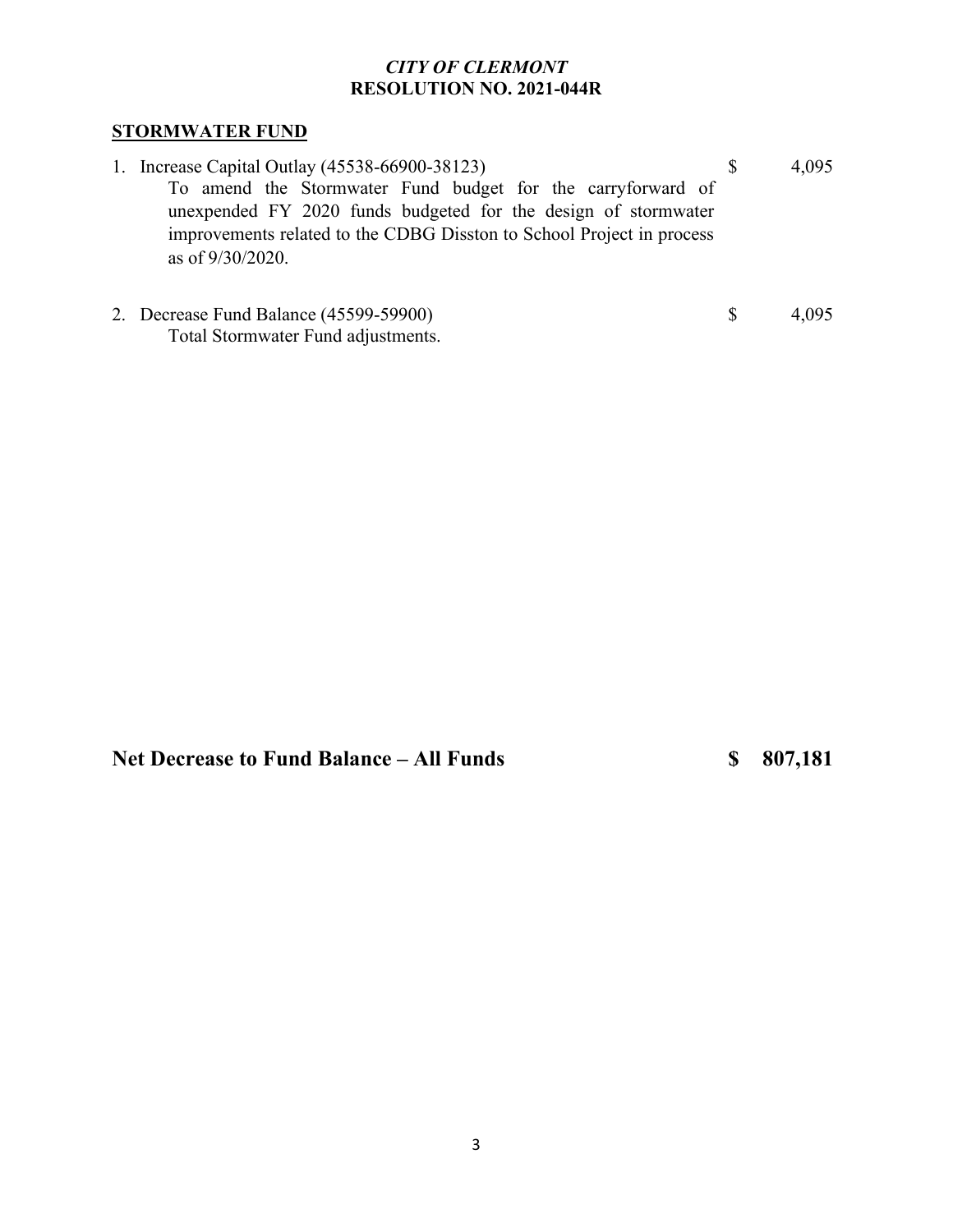*CITY OF CLERMONT*
**RESOLUTION NO. 2021-044R**

**STORMWATER FUND**

| | | |
|---|---|---|
| 1. Increase Capital Outlay (45538-66900-38123)<br>To amend the Stormwater Fund budget for the carryforward of unexpended FY 2020 funds budgeted for the design of stormwater improvements related to the CDBG Disston to School Project in process as of 9/30/2020. | $ | 4,095 |
| 2. Decrease Fund Balance (45599-59900)<br>Total Stormwater Fund adjustments. | $ | 4,095 |

## Net Decrease to Fund Balance – All Funds $ 807,181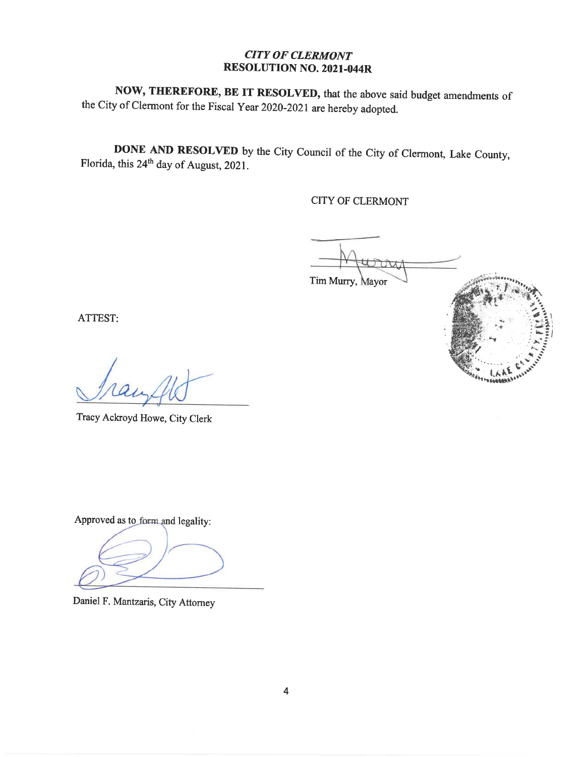***CITY OF CLERMONT***
**RESOLUTION NO. 2021-044R**

**NOW, THEREFORE, BE IT RESOLVED,** that the above said budget amendments of the City of Clermont for the Fiscal Year 2020-2021 are hereby adopted.

**DONE AND RESOLVED** by the City Council of the City of Clermont, Lake County, Florida, this 24th day of August, 2021.

CITY OF CLERMONT

Tim Murry, Mayor

ATTEST:

Tracy Ackroyd Howe, City Clerk

Approved as to form and legality:

Daniel F. Mantzaris, City Attorney